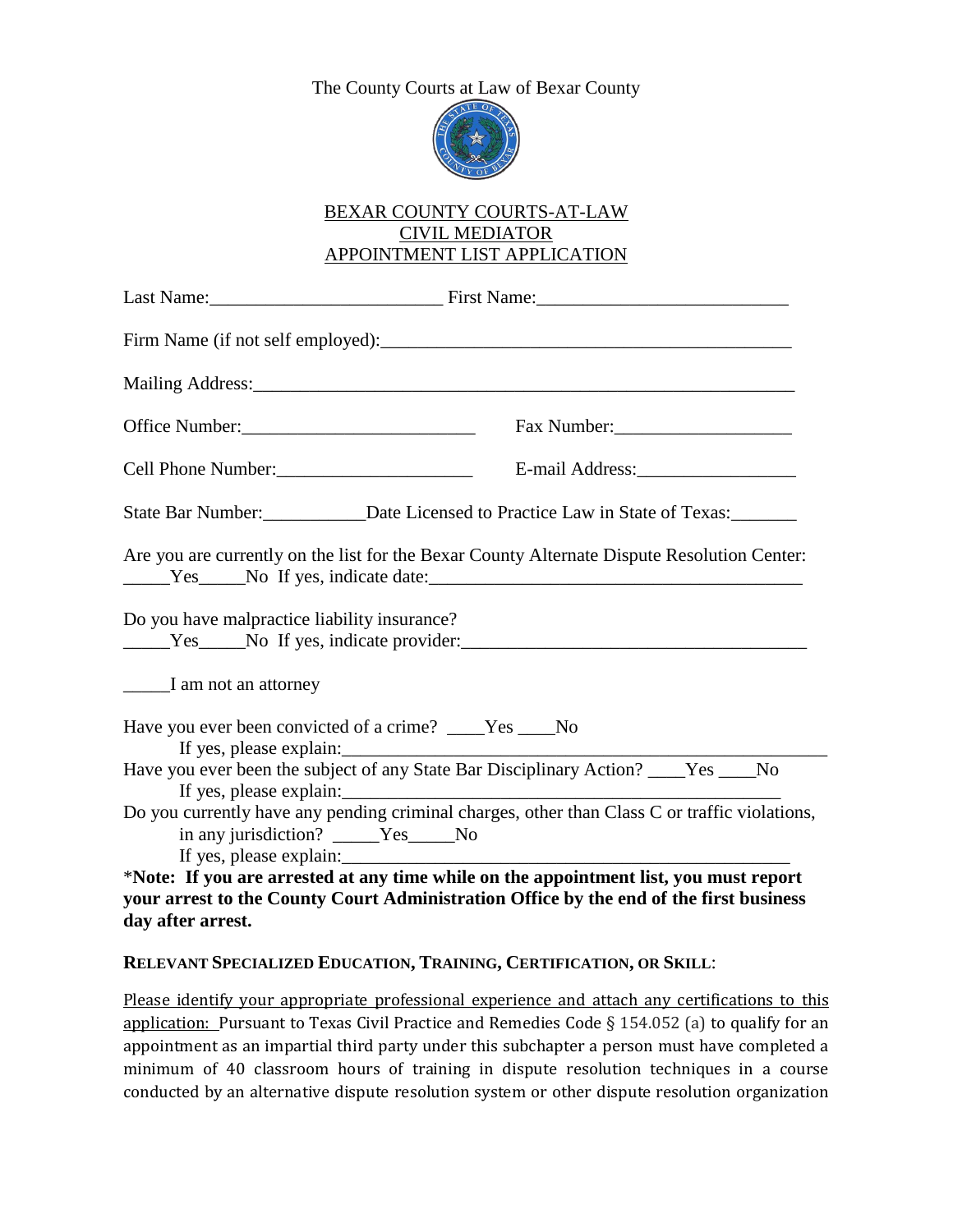The County Courts at Law of Bexar County

BEXAR COUNTY COURTS-AT-LAW
CIVIL MEDIATOR
APPOINTMENT LIST APPLICATION

Last Name:_________________________ First Name:__________________________

Firm Name (if not self employed):___________________________________________

Mailing Address:_________________________________________________________

Office Number:_________________________ Fax Number:___________________

Cell Phone Number:_____________________ E-mail Address:_________________

State Bar Number:___________Date Licensed to Practice Law in State of Texas:_______

Are you are currently on the list for the Bexar County Alternate Dispute Resolution Center: _____Yes_____No If yes, indicate date:________________________________________

Do you have malpractice liability insurance?
_____Yes_____No If yes, indicate provider:_____________________________________

_____I am not an attorney

Have you ever been convicted of a crime? ____Yes ____No
If yes, please explain:_____________________________________________________

Have you ever been the subject of any State Bar Disciplinary Action? ____Yes ____No
If yes, please explain:_______________________________________________

Do you currently have any pending criminal charges, other than Class C or traffic violations, in any jurisdiction? _____Yes_____No
If yes, please explain:_______________________________________________

*Note: If you are arrested at any time while on the appointment list, you must report your arrest to the County Court Administration Office by the end of the first business day after arrest.**

**RELEVANT SPECIALIZED EDUCATION, TRAINING, CERTIFICATION, OR SKILL**:

Please identify your appropriate professional experience and attach any certifications to this application: Pursuant to Texas Civil Practice and Remedies Code § 154.052 (a) to qualify for an appointment as an impartial third party under this subchapter a person must have completed a minimum of 40 classroom hours of training in dispute resolution techniques in a course conducted by an alternative dispute resolution system or other dispute resolution organization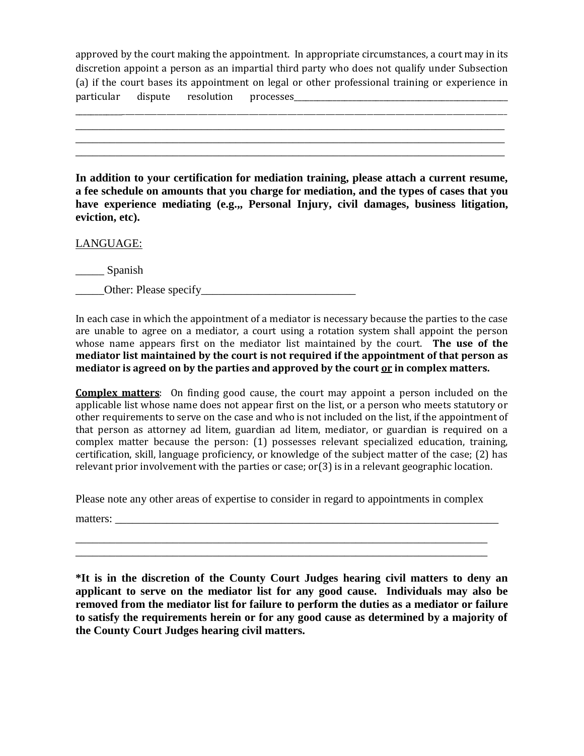approved by the court making the appointment. In appropriate circumstances, a court may in its discretion appoint a person as an impartial third party who does not qualify under Subsection (a) if the court bases its appointment on legal or other professional training or experience in particular dispute resolution processes_______________________________________________

________________________________________________________________________________________

________________________________________________________________________________________

________________________________________________________________________________________

________________________________________________________________________________________

**In addition to your certification for mediation training, please attach a current resume, a fee schedule on amounts that you charge for mediation, and the types of cases that you have experience mediating (e.g.,, Personal Injury, civil damages, business litigation, eviction, etc).**

<u>LANGUAGE:</u>

_____ Spanish

_____Other: Please specify____________________________

In each case in which the appointment of a mediator is necessary because the parties to the case are unable to agree on a mediator, a court using a rotation system shall appoint the person whose name appears first on the mediator list maintained by the court. **The use of the mediator list maintained by the court is not required if the appointment of that person as mediator is agreed on by the parties and approved by the court <u>or</u> in complex matters.**

**<u>Complex matters</u>**: On finding good cause, the court may appoint a person included on the applicable list whose name does not appear first on the list, or a person who meets statutory or other requirements to serve on the case and who is not included on the list, if the appointment of that person as attorney ad litem, guardian ad litem, mediator, or guardian is required on a complex matter because the person: (1) possesses relevant specialized education, training, certification, skill, language proficiency, or knowledge of the subject matter of the case; (2) has relevant prior involvement with the parties or case; or(3) is in a relevant geographic location.

Please note any other areas of expertise to consider in regard to appointments in complex matters: ___________________________________________________________________________

________________________________________________________________________________

________________________________________________________________________________

**\*It is in the discretion of the County Court Judges hearing civil matters to deny an applicant to serve on the mediator list for any good cause. Individuals may also be removed from the mediator list for failure to perform the duties as a mediator or failure to satisfy the requirements herein or for any good cause as determined by a majority of the County Court Judges hearing civil matters.**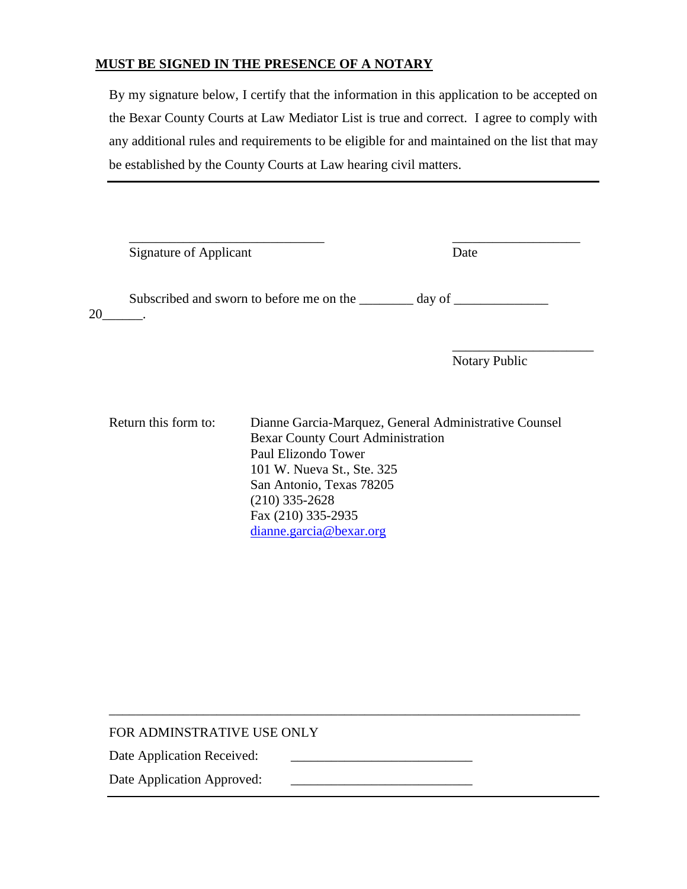**<u>MUST BE SIGNED IN THE PRESENCE OF A NOTARY</u>**

By my signature below, I certify that the information in this application to be accepted on the Bexar County Courts at Law Mediator List is true and correct. I agree to comply with any additional rules and requirements to be eligible for and maintained on the list that may be established by the County Courts at Law hearing civil matters.

---

______________________________ ___________________

Signature of Applicant Date

Subscribed and sworn to before me on the ________ day of ______________ 20______.

_____________________

Notary Public

Return this form to: Dianne Garcia-Marquez, General Administrative Counsel
Bexar County Court Administration
Paul Elizondo Tower
101 W. Nueva St., Ste. 325
San Antonio, Texas 78205
(210) 335-2628
Fax (210) 335-2935
dianne.garcia@bexar.org

---

FOR ADMINSTRATIVE USE ONLY

Date Application Received: ___________________________

Date Application Approved: ___________________________